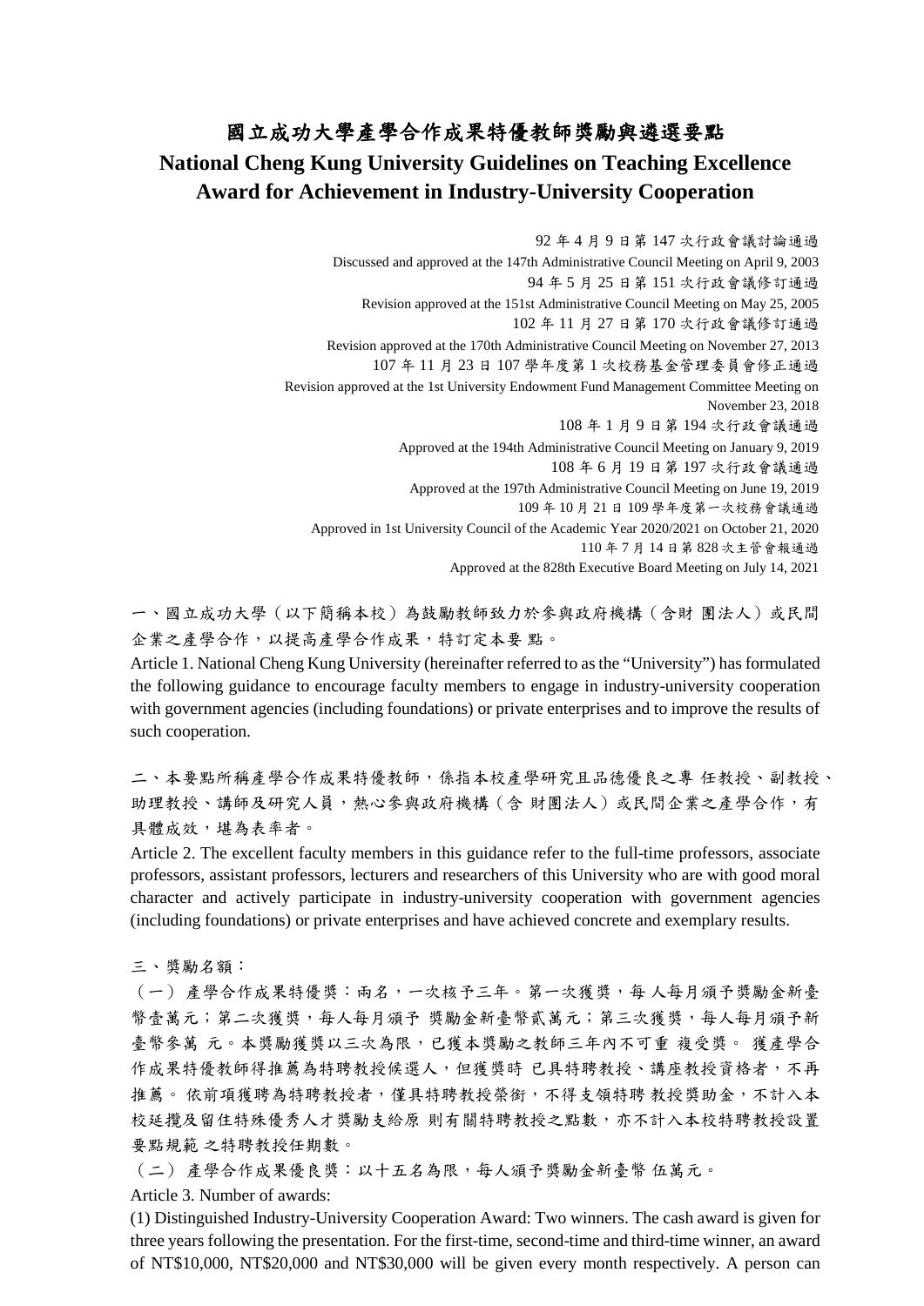# 國立成功大學產學合作成果特優教師獎勵與遴選要點

# National Cheng Kung University Guidelines on Teaching Excellence Award for Achievement in Industry-University Cooperation

92 年 4 月 9 日第 147 次行政會議討論通過
Discussed and approved at the 147th Administrative Council Meeting on April 9, 2003
94 年 5 月 25 日第 151 次行政會議修訂通過
Revision approved at the 151st Administrative Council Meeting on May 25, 2005
102 年 11 月 27 日第 170 次行政會議修訂通過
Revision approved at the 170th Administrative Council Meeting on November 27, 2013
107 年 11 月 23 日 107 學年度第 1 次校務基金管理委員會修正通過
Revision approved at the 1st University Endowment Fund Management Committee Meeting on November 23, 2018
108 年 1 月 9 日第 194 次行政會議通過
Approved at the 194th Administrative Council Meeting on January 9, 2019
108 年 6 月 19 日第 197 次行政會議通過
Approved at the 197th Administrative Council Meeting on June 19, 2019
109 年 10 月 21 日 109 學年度第一次校務會議通過
Approved in 1st University Council of the Academic Year 2020/2021 on October 21, 2020
110 年 7 月 14 日第 828 次主管會報通過
Approved at the 828th Executive Board Meeting on July 14, 2021

一、國立成功大學（以下簡稱本校）為鼓勵教師致力於參與政府機構（含財 團法人）或民間企業之產學合作，以提高產學合作成果，特訂定本要 點。

Article 1. National Cheng Kung University (hereinafter referred to as the "University") has formulated the following guidance to encourage faculty members to engage in industry-university cooperation with government agencies (including foundations) or private enterprises and to improve the results of such cooperation.

二、本要點所稱產學合作成果特優教師，係指本校產學研究且品德優良之專 任教授、副教授、助理教授、講師及研究人員，熱心參與政府機構（含 財團法人）或民間企業之產學合作，有具體成效，堪為表率者。

Article 2. The excellent faculty members in this guidance refer to the full-time professors, associate professors, assistant professors, lecturers and researchers of this University who are with good moral character and actively participate in industry-university cooperation with government agencies (including foundations) or private enterprises and have achieved concrete and exemplary results.

三、獎勵名額：

（一） 產學合作成果特優獎：兩名，一次核予三年。第一次獲獎，每 人每月須予獎勵金新臺幣壹萬元；第二次獲獎，每人每月須予 獎勵金新臺幣貳萬元；第三次獲獎，每人每月須予新臺幣參萬 元。本獎勵獲獎以三次為限，已獲本獎勵之教師三年內不可重 複受獎。 獲產學合作成果特優教師得推薦為特聘教授候選人，但獲獎時 已具特聘教授、講座教授資格者，不再推薦。 依前項獲聘為特聘教授者，僅具特聘教授榮銜，不得支領特聘 教授獎助金，不計入本校延攬及留住特殊優秀人才獎勵支給原 則有關特聘教授之點數，亦不計入本校特聘教授設置要點規範 之特聘教授任期數。

（二） 產學合作成果優良獎：以十五名為限，每人須予獎勵金新臺幣 伍萬元。

Article 3. Number of awards:

(1) Distinguished Industry-University Cooperation Award: Two winners. The cash award is given for three years following the presentation. For the first-time, second-time and third-time winner, an award of NT$10,000, NT$20,000 and NT$30,000 will be given every month respectively. A person can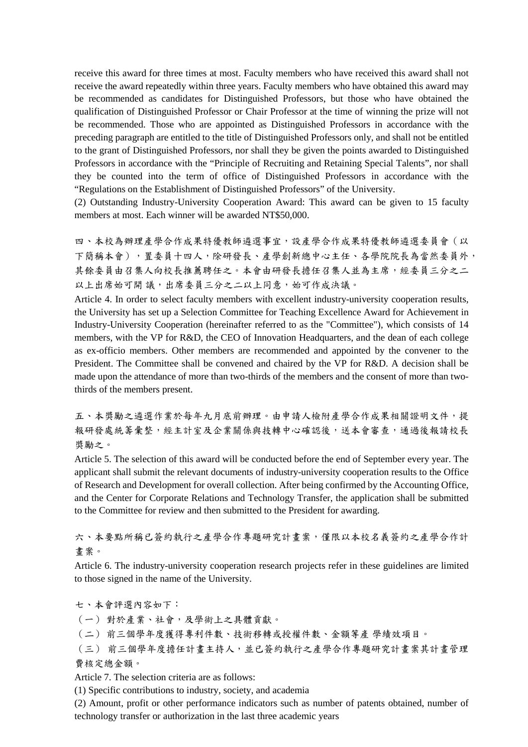receive this award for three times at most. Faculty members who have received this award shall not receive the award repeatedly within three years. Faculty members who have obtained this award may be recommended as candidates for Distinguished Professors, but those who have obtained the qualification of Distinguished Professor or Chair Professor at the time of winning the prize will not be recommended. Those who are appointed as Distinguished Professors in accordance with the preceding paragraph are entitled to the title of Distinguished Professors only, and shall not be entitled to the grant of Distinguished Professors, nor shall they be given the points awarded to Distinguished Professors in accordance with the "Principle of Recruiting and Retaining Special Talents", nor shall they be counted into the term of office of Distinguished Professors in accordance with the "Regulations on the Establishment of Distinguished Professors" of the University.

(2) Outstanding Industry-University Cooperation Award: This award can be given to 15 faculty members at most. Each winner will be awarded NT$50,000.

四、本校為辦理產學合作成果特優教師遴選事宜，設產學合作成果特優教師遴選委員會（以下簡稱本會），置委員十四人，除研發長、產學創新總中心主任、各學院院長為當然委員外，其餘委員由召集人向校長推薦聘任之。本會由研發長擔任召集人並為主席，經委員三分之二以上出席始可開 議，出席委員三分之二以上同意，始可作成決議。

Article 4. In order to select faculty members with excellent industry-university cooperation results, the University has set up a Selection Committee for Teaching Excellence Award for Achievement in Industry-University Cooperation (hereinafter referred to as the "Committee"), which consists of 14 members, with the VP for R&D, the CEO of Innovation Headquarters, and the dean of each college as ex-officio members. Other members are recommended and appointed by the convener to the President. The Committee shall be convened and chaired by the VP for R&D. A decision shall be made upon the attendance of more than two-thirds of the members and the consent of more than two-thirds of the members present.

五、本獎勵之遴選作業於每年九月底前辦理。由申請人檢附產學合作成果相關證明文件，提報研發處統籌彙整，經主計室及企業關係與技轉中心確認後，送本會審查，通過後報請校長獎勵之。

Article 5. The selection of this award will be conducted before the end of September every year. The applicant shall submit the relevant documents of industry-university cooperation results to the Office of Research and Development for overall collection. After being confirmed by the Accounting Office, and the Center for Corporate Relations and Technology Transfer, the application shall be submitted to the Committee for review and then submitted to the President for awarding.

六、本要點所稱已簽約執行之產學合作專題研究計畫案，僅限以本校名義簽約之產學合作計畫案。

Article 6. The industry-university cooperation research projects refer in these guidelines are limited to those signed in the name of the University.

七、本會評選內容如下：

（一） 對於產業、社會，及學術上之具體貢獻。

（二） 前三個學年度獲得專利件數、技術移轉或授權件數、金額等產 學績效項目。

（三） 前三個學年度擔任計畫主持人，並已簽約執行之產學合作專題研究計畫案其計畫管理費核定總金額。

Article 7. The selection criteria are as follows:

(1) Specific contributions to industry, society, and academia

(2) Amount, profit or other performance indicators such as number of patents obtained, number of technology transfer or authorization in the last three academic years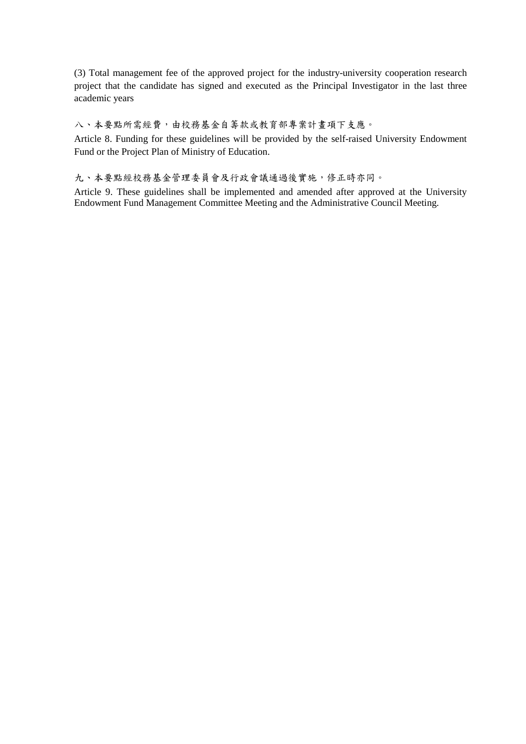(3) Total management fee of the approved project for the industry-university cooperation research project that the candidate has signed and executed as the Principal Investigator in the last three academic years

八、本要點所需經費，由校務基金自籌款或教育部專案計畫項下支應。

Article 8. Funding for these guidelines will be provided by the self-raised University Endowment Fund or the Project Plan of Ministry of Education.

九、本要點經校務基金管理委員會及行政會議通過後實施，修正時亦同。

Article 9. These guidelines shall be implemented and amended after approved at the University Endowment Fund Management Committee Meeting and the Administrative Council Meeting.